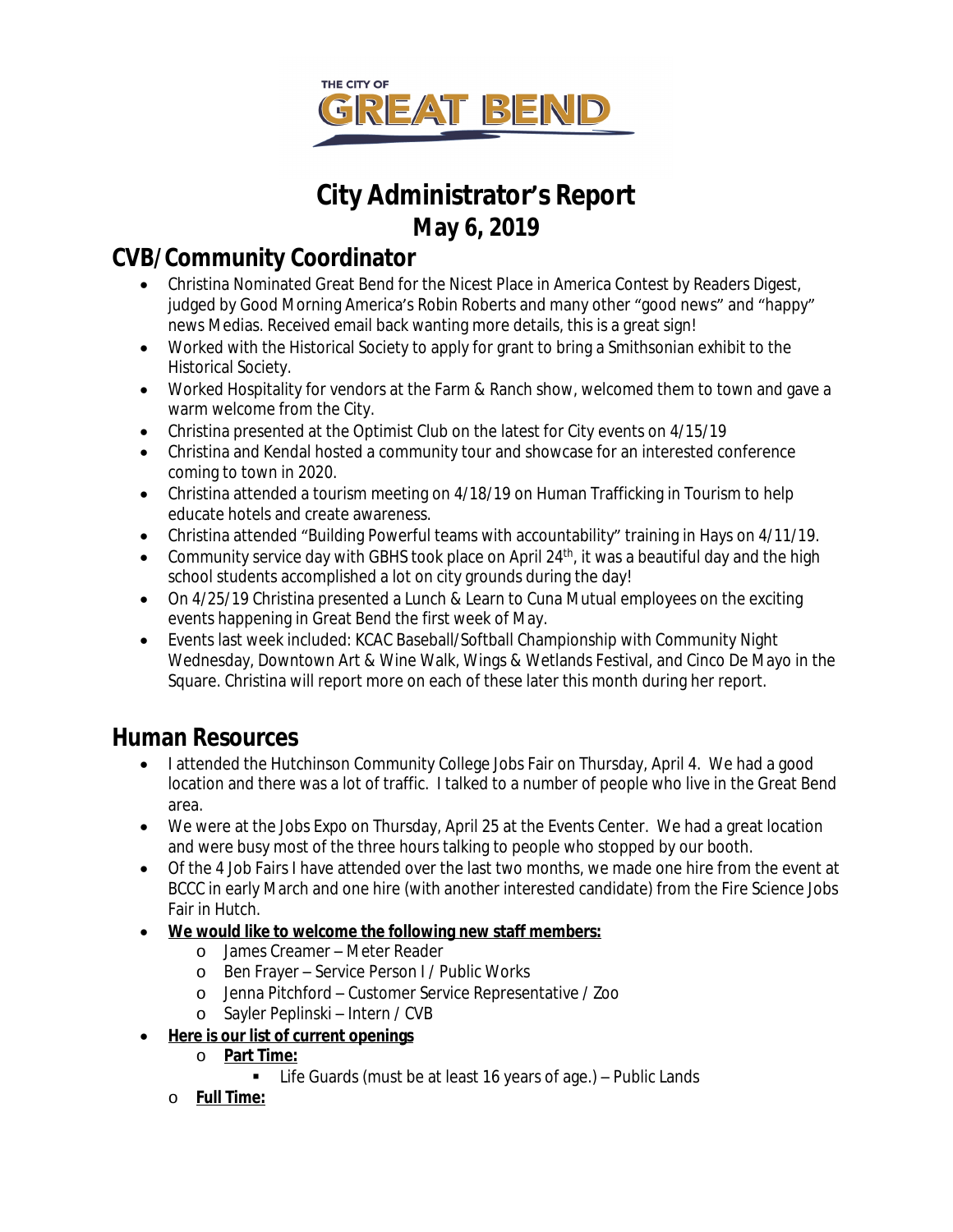THE CITY OF GREAT BEND

# City Administrator's Report
## May 6, 2019

## CVB/Community Coordinator

- Christina Nominated Great Bend for the Nicest Place in America Contest by Readers Digest, judged by Good Morning America's Robin Roberts and many other "good news" and "happy" news Medias. Received email back wanting more details, this is a great sign!
- Worked with the Historical Society to apply for grant to bring a Smithsonian exhibit to the Historical Society.
- Worked Hospitality for vendors at the Farm & Ranch show, welcomed them to town and gave a warm welcome from the City.
- Christina presented at the Optimist Club on the latest for City events on 4/15/19
- Christina and Kendal hosted a community tour and showcase for an interested conference coming to town in 2020.
- Christina attended a tourism meeting on 4/18/19 on Human Trafficking in Tourism to help educate hotels and create awareness.
- Christina attended "Building Powerful teams with accountability" training in Hays on 4/11/19.
- Community service day with GBHS took place on April 24th, it was a beautiful day and the high school students accomplished a lot on city grounds during the day!
- On 4/25/19 Christina presented a Lunch & Learn to Cuna Mutual employees on the exciting events happening in Great Bend the first week of May.
- Events last week included: KCAC Baseball/Softball Championship with Community Night Wednesday, Downtown Art & Wine Walk, Wings & Wetlands Festival, and Cinco De Mayo in the Square. Christina will report more on each of these later this month during her report.

## Human Resources

- I attended the Hutchinson Community College Jobs Fair on Thursday, April 4. We had a good location and there was a lot of traffic. I talked to a number of people who live in the Great Bend area.
- We were at the Jobs Expo on Thursday, April 25 at the Events Center. We had a great location and were busy most of the three hours talking to people who stopped by our booth.
- Of the 4 Job Fairs I have attended over the last two months, we made one hire from the event at BCCC in early March and one hire (with another interested candidate) from the Fire Science Jobs Fair in Hutch.
- **We would like to welcome the following new staff members:**
  - James Creamer – Meter Reader
  - Ben Frayer – Service Person I / Public Works
  - Jenna Pitchford – Customer Service Representative / Zoo
  - Sayler Peplinski – Intern / CVB
- **Here is our list of current openings**
  - **Part Time:**
    - Life Guards (must be at least 16 years of age.) – Public Lands
  - **Full Time:**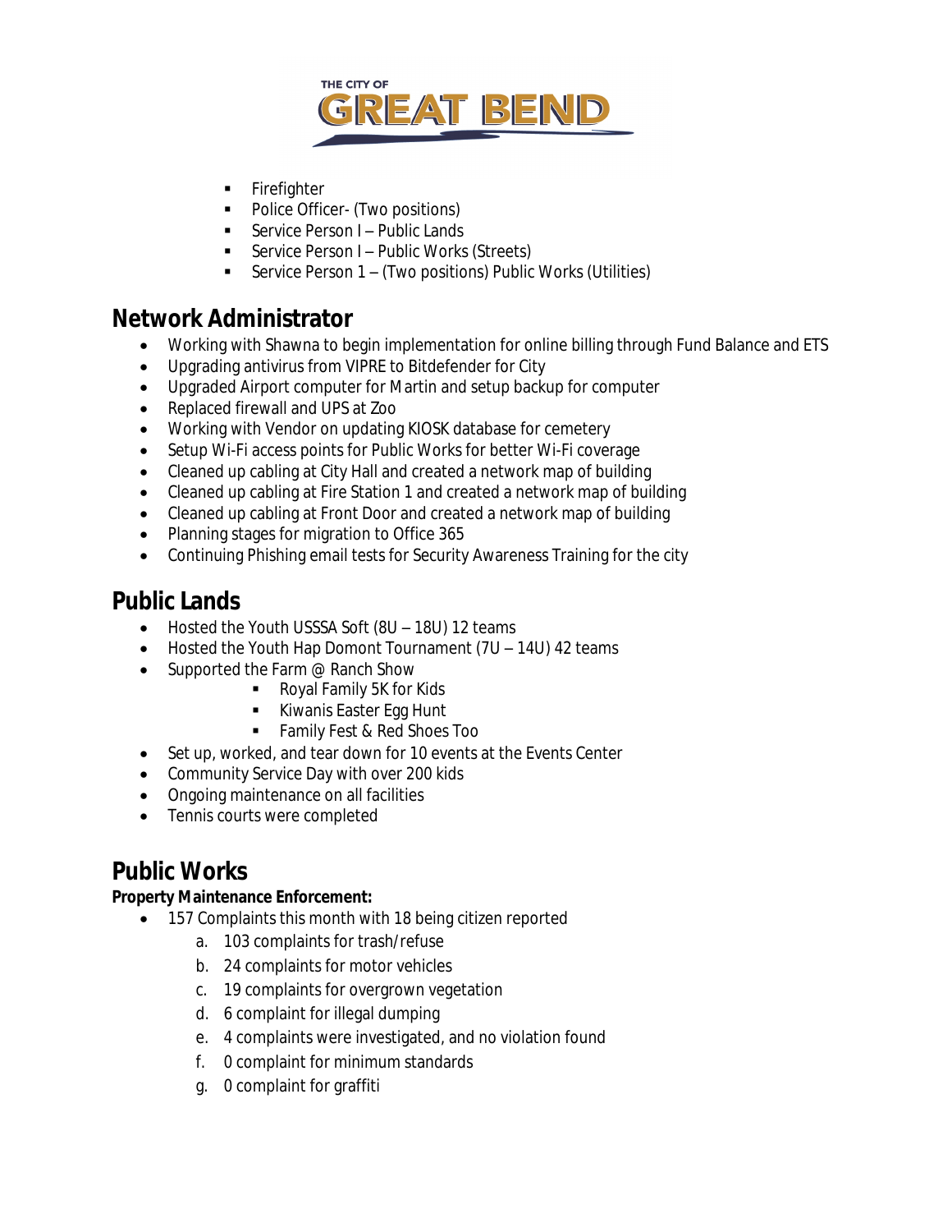- Firefighter
- Police Officer- (Two positions)
- Service Person I – Public Lands
- Service Person I – Public Works (Streets)
- Service Person 1 – (Two positions) Public Works (Utilities)

## Network Administrator

- Working with Shawna to begin implementation for online billing through Fund Balance and ETS
- Upgrading antivirus from VIPRE to Bitdefender for City
- Upgraded Airport computer for Martin and setup backup for computer
- Replaced firewall and UPS at Zoo
- Working with Vendor on updating KIOSK database for cemetery
- Setup Wi-Fi access points for Public Works for better Wi-Fi coverage
- Cleaned up cabling at City Hall and created a network map of building
- Cleaned up cabling at Fire Station 1 and created a network map of building
- Cleaned up cabling at Front Door and created a network map of building
- Planning stages for migration to Office 365
- Continuing Phishing email tests for Security Awareness Training for the city

## Public Lands

- Hosted the Youth USSSA Soft (8U – 18U) 12 teams
- Hosted the Youth Hap Domont Tournament (7U – 14U) 42 teams
- Supported the Farm @ Ranch Show
  - Royal Family 5K for Kids
  - Kiwanis Easter Egg Hunt
  - Family Fest & Red Shoes Too
- Set up, worked, and tear down for 10 events at the Events Center
- Community Service Day with over 200 kids
- Ongoing maintenance on all facilities
- Tennis courts were completed

## Public Works

**Property Maintenance Enforcement:**

- 157 Complaints this month with 18 being citizen reported
  a. 103 complaints for trash/refuse
  b. 24 complaints for motor vehicles
  c. 19 complaints for overgrown vegetation
  d. 6 complaint for illegal dumping
  e. 4 complaints were investigated, and no violation found
  f. 0 complaint for minimum standards
  g. 0 complaint for graffiti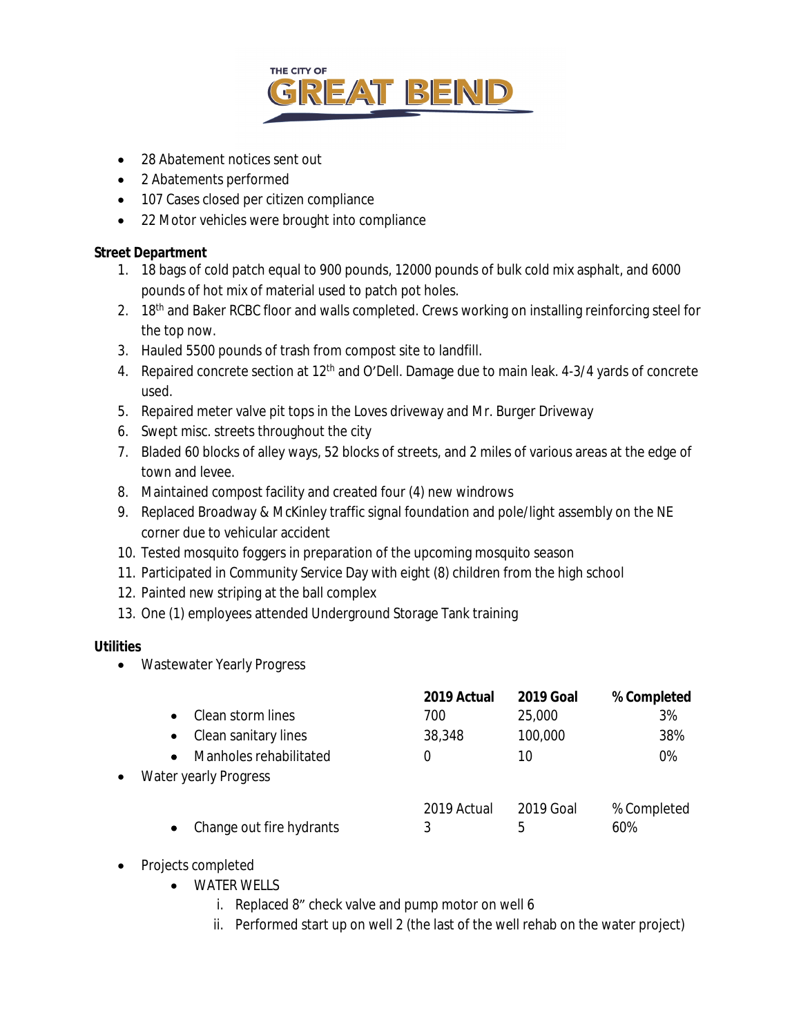- 28 Abatement notices sent out
- 2 Abatements performed
- 107 Cases closed per citizen compliance
- 22 Motor vehicles were brought into compliance

**Street Department**

1. 18 bags of cold patch equal to 900 pounds, 12000 pounds of bulk cold mix asphalt, and 6000 pounds of hot mix of material used to patch pot holes.
2. 18th and Baker RCBC floor and walls completed. Crews working on installing reinforcing steel for the top now.
3. Hauled 5500 pounds of trash from compost site to landfill.
4. Repaired concrete section at 12th and O'Dell. Damage due to main leak. 4-3/4 yards of concrete used.
5. Repaired meter valve pit tops in the Loves driveway and Mr. Burger Driveway
6. Swept misc. streets throughout the city
7. Bladed 60 blocks of alley ways, 52 blocks of streets, and 2 miles of various areas at the edge of town and levee.
8. Maintained compost facility and created four (4) new windrows
9. Replaced Broadway & McKinley traffic signal foundation and pole/light assembly on the NE corner due to vehicular accident
10. Tested mosquito foggers in preparation of the upcoming mosquito season
11. Participated in Community Service Day with eight (8) children from the high school
12. Painted new striping at the ball complex
13. One (1) employees attended Underground Storage Tank training

**Utilities**

- Wastewater Yearly Progress

| | **2019 Actual** | **2019 Goal** | **% Completed** |
|---|---|---|---|
| Clean storm lines | 700 | 25,000 | 3% |
| Clean sanitary lines | 38,348 | 100,000 | 38% |
| Manholes rehabilitated | 0 | 10 | 0% |

- Water yearly Progress

| | 2019 Actual | 2019 Goal | % Completed |
|---|---|---|---|
| Change out fire hydrants | 3 | 5 | 60% |

- Projects completed
  - WATER WELLS
    1. Replaced 8" check valve and pump motor on well 6
    2. Performed start up on well 2 (the last of the well rehab on the water project)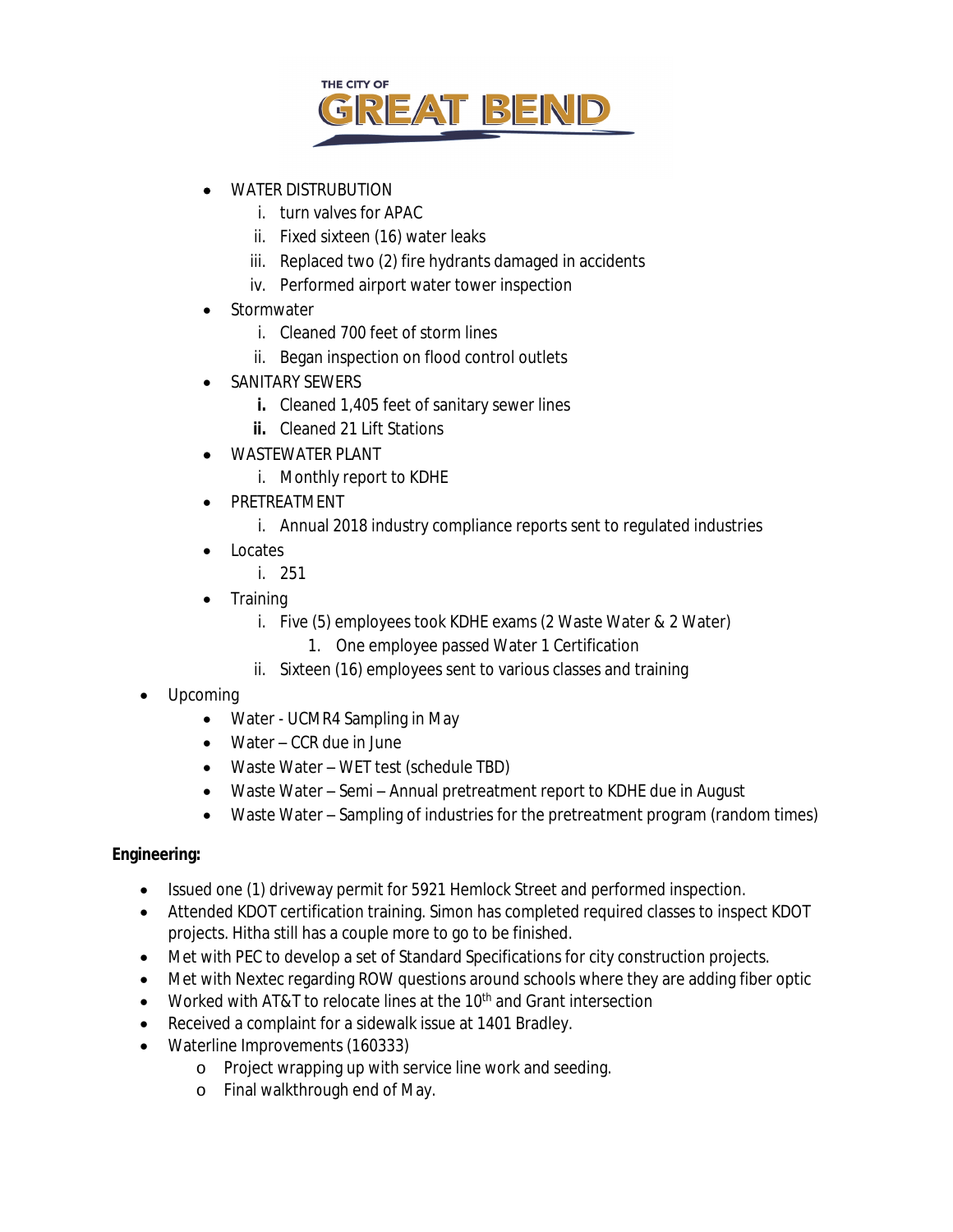- WATER DISTRUBUTION
    1. turn valves for APAC
    2. Fixed sixteen (16) water leaks
    3. Replaced two (2) fire hydrants damaged in accidents
    4. Performed airport water tower inspection
- Stormwater
    1. Cleaned 700 feet of storm lines
    2. Began inspection on flood control outlets
- SANITARY SEWERS
    1. Cleaned 1,405 feet of sanitary sewer lines
    2. Cleaned 21 Lift Stations
- WASTEWATER PLANT
    1. Monthly report to KDHE
- PRETREATMENT
    1. Annual 2018 industry compliance reports sent to regulated industries
- Locates
    1. 251
- Training
    1. Five (5) employees took KDHE exams (2 Waste Water & 2 Water)
        1. One employee passed Water 1 Certification
    2. Sixteen (16) employees sent to various classes and training

- Upcoming
    - Water - UCMR4 Sampling in May
    - Water – CCR due in June
    - Waste Water – WET test (schedule TBD)
    - Waste Water – Semi – Annual pretreatment report to KDHE due in August
    - Waste Water – Sampling of industries for the pretreatment program (random times)

**Engineering:**

- Issued one (1) driveway permit for 5921 Hemlock Street and performed inspection.
- Attended KDOT certification training. Simon has completed required classes to inspect KDOT projects. Hitha still has a couple more to go to be finished.
- Met with PEC to develop a set of Standard Specifications for city construction projects.
- Met with Nextec regarding ROW questions around schools where they are adding fiber optic
- Worked with AT&T to relocate lines at the 10th and Grant intersection
- Received a complaint for a sidewalk issue at 1401 Bradley.
- Waterline Improvements (160333)
    - Project wrapping up with service line work and seeding.
    - Final walkthrough end of May.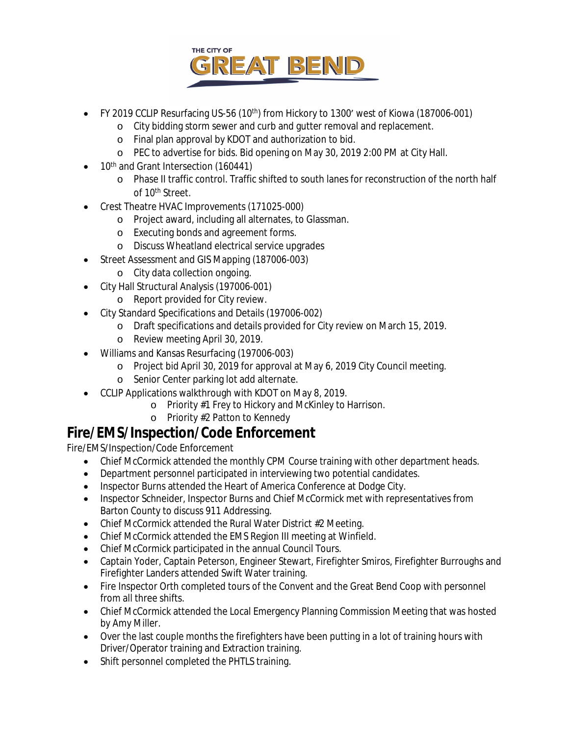- FY 2019 CCLIP Resurfacing US-56 (10th) from Hickory to 1300' west of Kiowa (187006-001)
  - City bidding storm sewer and curb and gutter removal and replacement.
  - Final plan approval by KDOT and authorization to bid.
  - PEC to advertise for bids. Bid opening on May 30, 2019 2:00 PM at City Hall.
- 10th and Grant Intersection (160441)
  - Phase II traffic control. Traffic shifted to south lanes for reconstruction of the north half of 10th Street.
- Crest Theatre HVAC Improvements (171025-000)
  - Project award, including all alternates, to Glassman.
  - Executing bonds and agreement forms.
  - Discuss Wheatland electrical service upgrades
- Street Assessment and GIS Mapping (187006-003)
  - City data collection ongoing.
- City Hall Structural Analysis (197006-001)
  - Report provided for City review.
- City Standard Specifications and Details (197006-002)
  - Draft specifications and details provided for City review on March 15, 2019.
  - Review meeting April 30, 2019.
- Williams and Kansas Resurfacing (197006-003)
  - Project bid April 30, 2019 for approval at May 6, 2019 City Council meeting.
  - Senior Center parking lot add alternate.
- CCLIP Applications walkthrough with KDOT on May 8, 2019.
  - Priority #1 Frey to Hickory and McKinley to Harrison.
  - Priority #2 Patton to Kennedy

## Fire/EMS/Inspection/Code Enforcement

Fire/EMS/Inspection/Code Enforcement

- Chief McCormick attended the monthly CPM Course training with other department heads.
- Department personnel participated in interviewing two potential candidates.
- Inspector Burns attended the Heart of America Conference at Dodge City.
- Inspector Schneider, Inspector Burns and Chief McCormick met with representatives from Barton County to discuss 911 Addressing.
- Chief McCormick attended the Rural Water District #2 Meeting.
- Chief McCormick attended the EMS Region III meeting at Winfield.
- Chief McCormick participated in the annual Council Tours.
- Captain Yoder, Captain Peterson, Engineer Stewart, Firefighter Smiros, Firefighter Burroughs and Firefighter Landers attended Swift Water training.
- Fire Inspector Orth completed tours of the Convent and the Great Bend Coop with personnel from all three shifts.
- Chief McCormick attended the Local Emergency Planning Commission Meeting that was hosted by Amy Miller.
- Over the last couple months the firefighters have been putting in a lot of training hours with Driver/Operator training and Extraction training.
- Shift personnel completed the PHTLS training.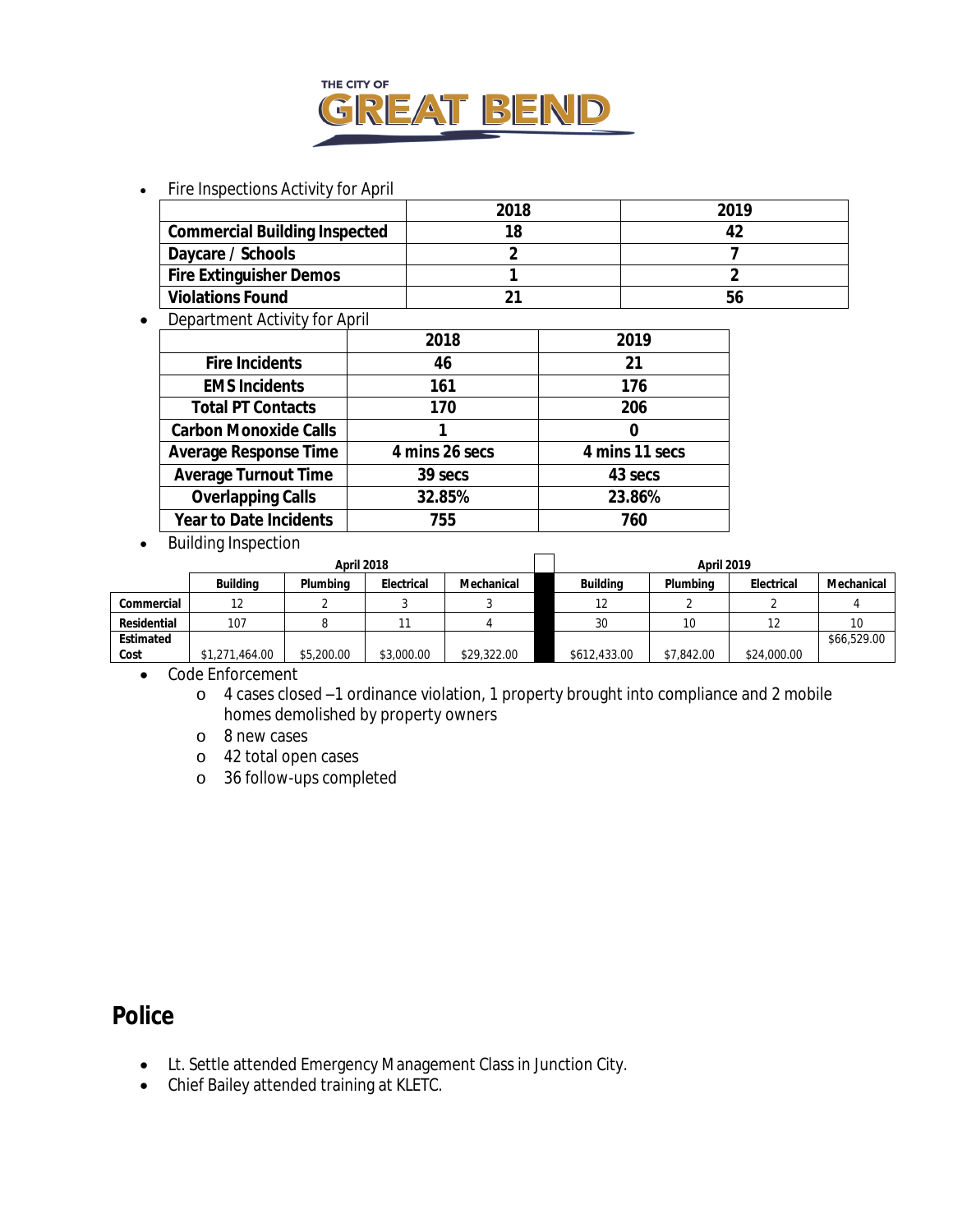- Fire Inspections Activity for April

| | 2018 | 2019 |
|---|---|---|
| **Commercial Building Inspected** | **18** | **42** |
| **Daycare / Schools** | **2** | **7** |
| **Fire Extinguisher Demos** | **1** | **2** |
| **Violations Found** | **21** | **56** |

- Department Activity for April

| | 2018 | 2019 |
|---|---|---|
| **Fire Incidents** | **46** | **21** |
| **EMS Incidents** | **161** | **176** |
| **Total PT Contacts** | **170** | **206** |
| **Carbon Monoxide Calls** | **1** | **0** |
| **Average Response Time** | **4 mins 26 secs** | **4 mins 11 secs** |
| **Average Turnout Time** | **39 secs** | **43 secs** |
| **Overlapping Calls** | **32.85%** | **23.86%** |
| **Year to Date Incidents** | **755** | **760** |

- Building Inspection

| | April 2018 | | | | | April 2019 | | | |
|---|---|---|---|---|---|---|---|---|---|
| | **Building** | **Plumbing** | **Electrical** | **Mechanical** | | **Building** | **Plumbing** | **Electrical** | **Mechanical** |
| **Commercial** | 12 | 2 | 3 | 3 | | 12 | 2 | 2 | 4 |
| **Residential** | 107 | 8 | 11 | 4 | | 30 | 10 | 12 | 10 |
| **Estimated Cost** | $1,271,464.00 | $5,200.00 | $3,000.00 | $29,322.00 | | $612,433.00 | $7,842.00 | $24,000.00 | $66,529.00 |

- Code Enforcement
  - 4 cases closed –1 ordinance violation, 1 property brought into compliance and 2 mobile homes demolished by property owners
  - 8 new cases
  - 42 total open cases
  - 36 follow-ups completed

## Police

- Lt. Settle attended Emergency Management Class in Junction City.
- Chief Bailey attended training at KLETC.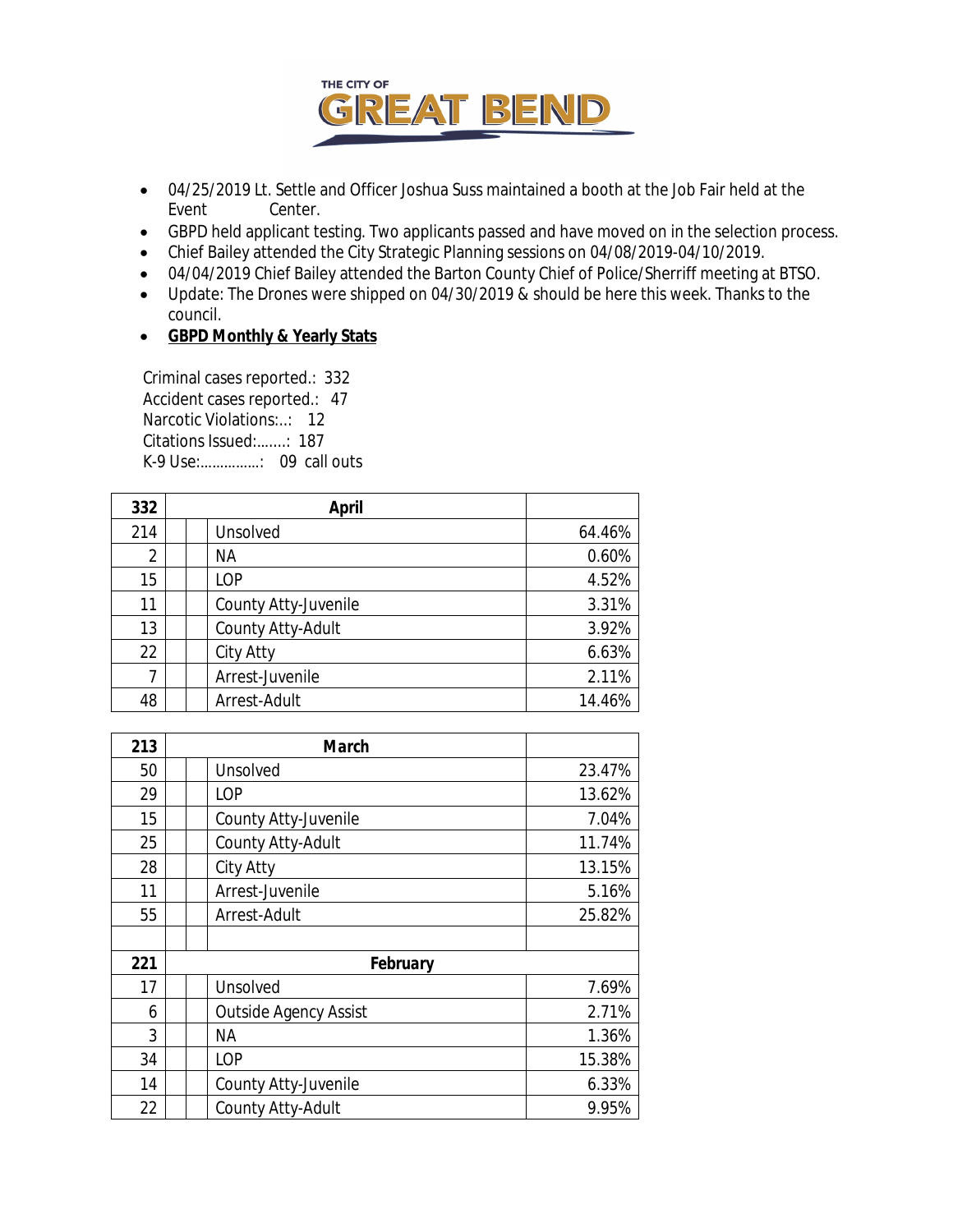- 04/25/2019 Lt. Settle and Officer Joshua Suss maintained a booth at the Job Fair held at the Event Center.
- GBPD held applicant testing. Two applicants passed and have moved on in the selection process.
- Chief Bailey attended the City Strategic Planning sessions on 04/08/2019-04/10/2019.
- 04/04/2019 Chief Bailey attended the Barton County Chief of Police/Sherriff meeting at BTSO.
- Update: The Drones were shipped on 04/30/2019 & should be here this week. Thanks to the council.
- **GBPD Monthly & Yearly Stats**

Criminal cases reported.: 332
Accident cases reported.: 47
Narcotic Violations:..: 12
Citations Issued:.......: 187
K-9 Use:...............: 09 call outs

| 332 | | April | |
|---|---|---|---|
| 214 | | Unsolved | 64.46% |
| 2 | | NA | 0.60% |
| 15 | | LOP | 4.52% |
| 11 | | County Atty-Juvenile | 3.31% |
| 13 | | County Atty-Adult | 3.92% |
| 22 | | City Atty | 6.63% |
| 7 | | Arrest-Juvenile | 2.11% |
| 48 | | Arrest-Adult | 14.46% |

| 213 | | March | |
|---|---|---|---|
| 50 | | Unsolved | 23.47% |
| 29 | | LOP | 13.62% |
| 15 | | County Atty-Juvenile | 7.04% |
| 25 | | County Atty-Adult | 11.74% |
| 28 | | City Atty | 13.15% |
| 11 | | Arrest-Juvenile | 5.16% |
| 55 | | Arrest-Adult | 25.82% |
| | | | |
| 221 | | February | |
| 17 | | Unsolved | 7.69% |
| 6 | | Outside Agency Assist | 2.71% |
| 3 | | NA | 1.36% |
| 34 | | LOP | 15.38% |
| 14 | | County Atty-Juvenile | 6.33% |
| 22 | | County Atty-Adult | 9.95% |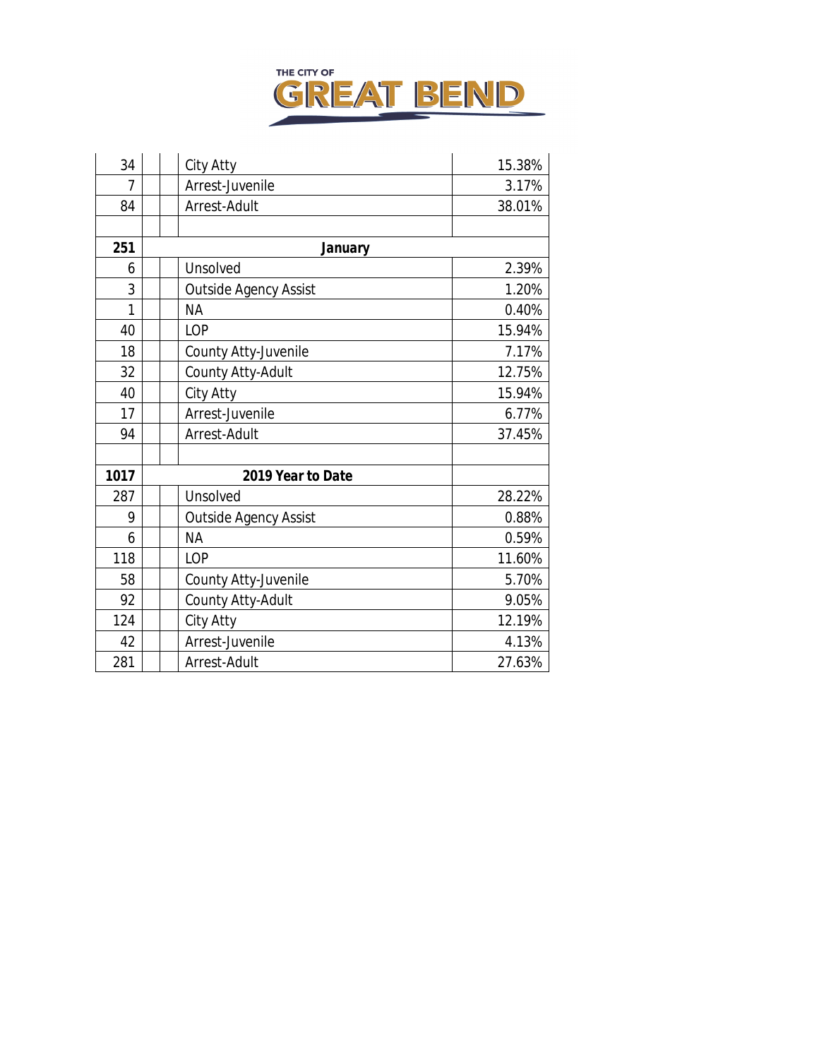THE CITY OF GREAT BEND

| | | | | |
|---|---|---|---|---|
| 34 | | | City Atty | 15.38% |
| 7 | | | Arrest-Juvenile | 3.17% |
| 84 | | | Arrest-Adult | 38.01% |
| | | | | |
| **251** | ***January*** | | | |
| 6 | | | Unsolved | 2.39% |
| 3 | | | Outside Agency Assist | 1.20% |
| 1 | | | NA | 0.40% |
| 40 | | | LOP | 15.94% |
| 18 | | | County Atty-Juvenile | 7.17% |
| 32 | | | County Atty-Adult | 12.75% |
| 40 | | | City Atty | 15.94% |
| 17 | | | Arrest-Juvenile | 6.77% |
| 94 | | | Arrest-Adult | 37.45% |
| | | | | |
| **1017** | **2019 Year to Date** | | | |
| 287 | | | Unsolved | 28.22% |
| 9 | | | Outside Agency Assist | 0.88% |
| 6 | | | NA | 0.59% |
| 118 | | | LOP | 11.60% |
| 58 | | | County Atty-Juvenile | 5.70% |
| 92 | | | County Atty-Adult | 9.05% |
| 124 | | | City Atty | 12.19% |
| 42 | | | Arrest-Juvenile | 4.13% |
| 281 | | | Arrest-Adult | 27.63% |